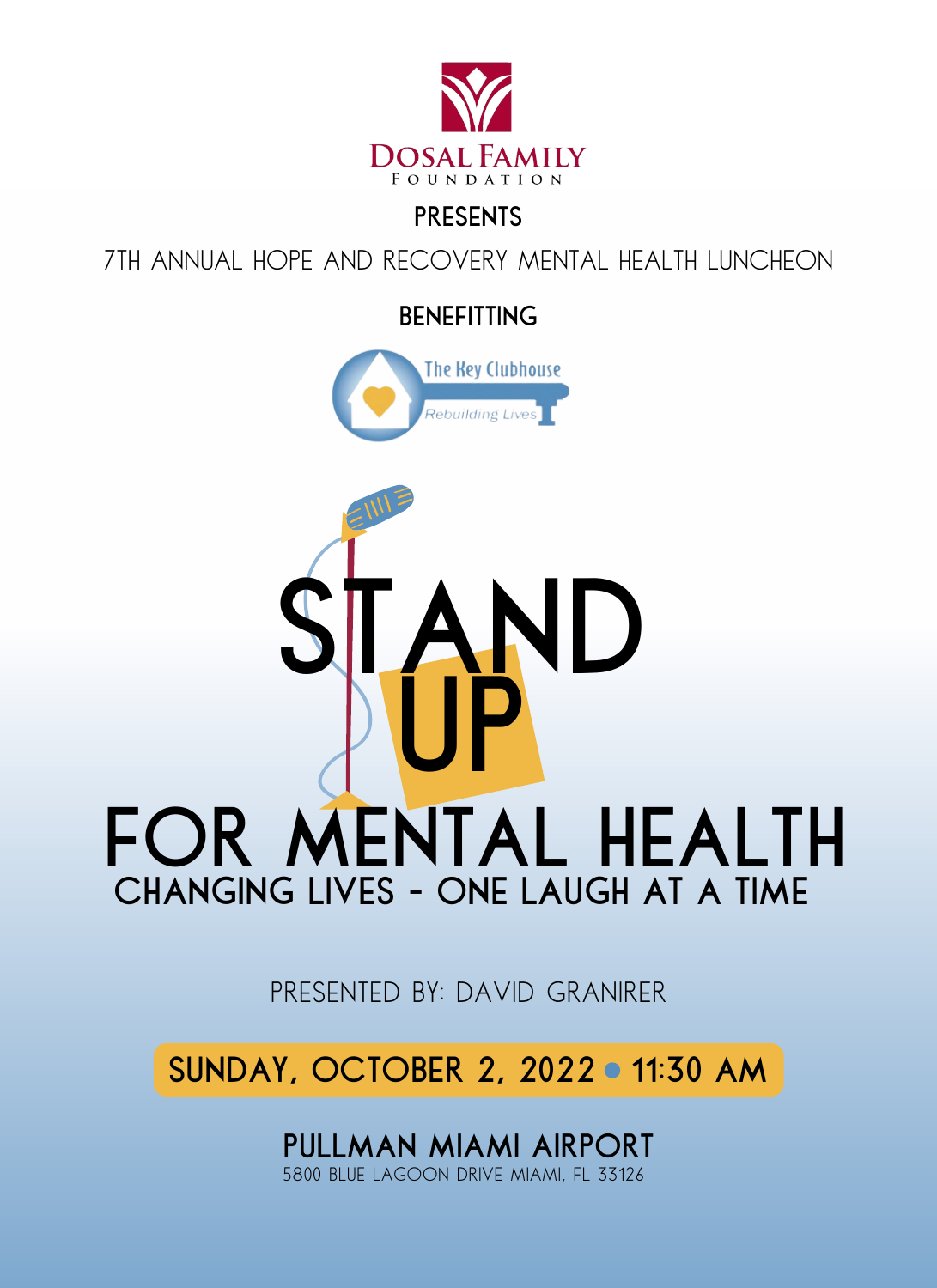Dosal Family Foundation

**PRESENTS**

7TH ANNUAL HOPE AND RECOVERY MENTAL HEALTH LUNCHEON

**BENEFITTING**

The Key Clubhouse

*Rebuilding Lives*

# STAND UP FOR MENTAL HEALTH

## CHANGING LIVES - ONE LAUGH AT A TIME

PRESENTED BY: DAVID GRANIRER

**SUNDAY, OCTOBER 2, 2022 • 11:30 AM**

**PULLMAN MIAMI AIRPORT**

5800 BLUE LAGOON DRIVE MIAMI, FL 33126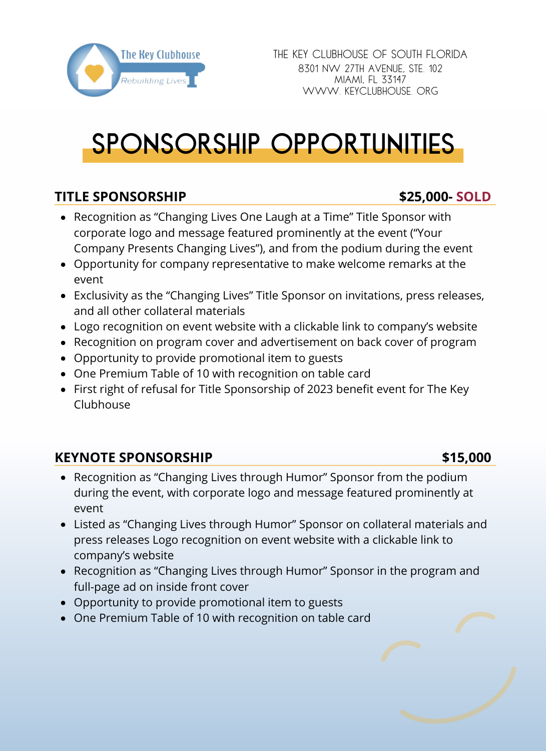The Key Clubhouse
Rebuilding Lives

THE KEY CLUBHOUSE OF SOUTH FLORIDA
8301 NW 27TH AVENUE, STE. 102
MIAMI, FL 33147
WWW. KEYCLUBHOUSE. ORG

# SPONSORSHIP OPPORTUNITIES

## TITLE SPONSORSHIP — $25,000- SOLD

- Recognition as "Changing Lives One Laugh at a Time" Title Sponsor with corporate logo and message featured prominently at the event ("Your Company Presents Changing Lives"), and from the podium during the event
- Opportunity for company representative to make welcome remarks at the event
- Exclusivity as the "Changing Lives" Title Sponsor on invitations, press releases, and all other collateral materials
- Logo recognition on event website with a clickable link to company's website
- Recognition on program cover and advertisement on back cover of program
- Opportunity to provide promotional item to guests
- One Premium Table of 10 with recognition on table card
- First right of refusal for Title Sponsorship of 2023 benefit event for The Key Clubhouse

## KEYNOTE SPONSORSHIP — $15,000

- Recognition as "Changing Lives through Humor" Sponsor from the podium during the event, with corporate logo and message featured prominently at event
- Listed as "Changing Lives through Humor" Sponsor on collateral materials and press releases Logo recognition on event website with a clickable link to company's website
- Recognition as "Changing Lives through Humor" Sponsor in the program and full-page ad on inside front cover
- Opportunity to provide promotional item to guests
- One Premium Table of 10 with recognition on table card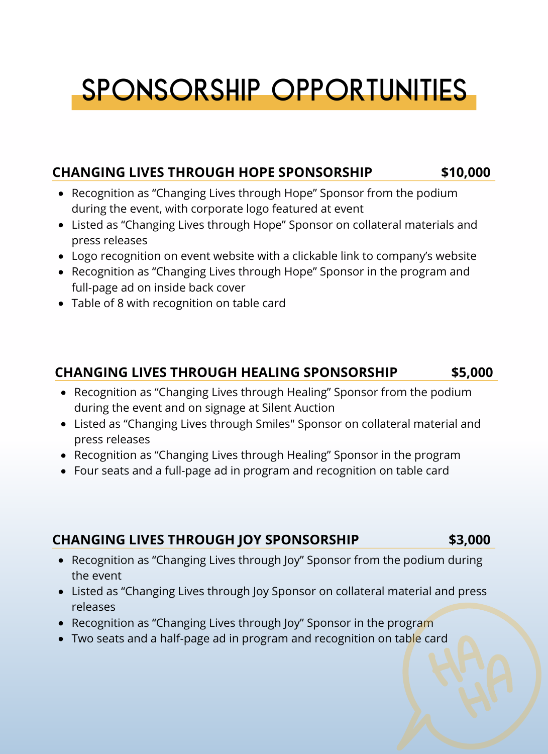# SPONSORSHIP OPPORTUNITIES

## CHANGING LIVES THROUGH HOPE SPONSORSHIP — $10,000

- Recognition as “Changing Lives through Hope” Sponsor from the podium during the event, with corporate logo featured at event
- Listed as “Changing Lives through Hope” Sponsor on collateral materials and press releases
- Logo recognition on event website with a clickable link to company’s website
- Recognition as “Changing Lives through Hope” Sponsor in the program and full-page ad on inside back cover
- Table of 8 with recognition on table card

## CHANGING LIVES THROUGH HEALING SPONSORSHIP — $5,000

- Recognition as “Changing Lives through Healing” Sponsor from the podium during the event and on signage at Silent Auction
- Listed as “Changing Lives through Smiles" Sponsor on collateral material and press releases
- Recognition as “Changing Lives through Healing” Sponsor in the program
- Four seats and a full-page ad in program and recognition on table card

## CHANGING LIVES THROUGH JOY SPONSORSHIP — $3,000

- Recognition as “Changing Lives through Joy” Sponsor from the podium during the event
- Listed as “Changing Lives through Joy Sponsor on collateral material and press releases
- Recognition as “Changing Lives through Joy” Sponsor in the program
- Two seats and a half-page ad in program and recognition on table card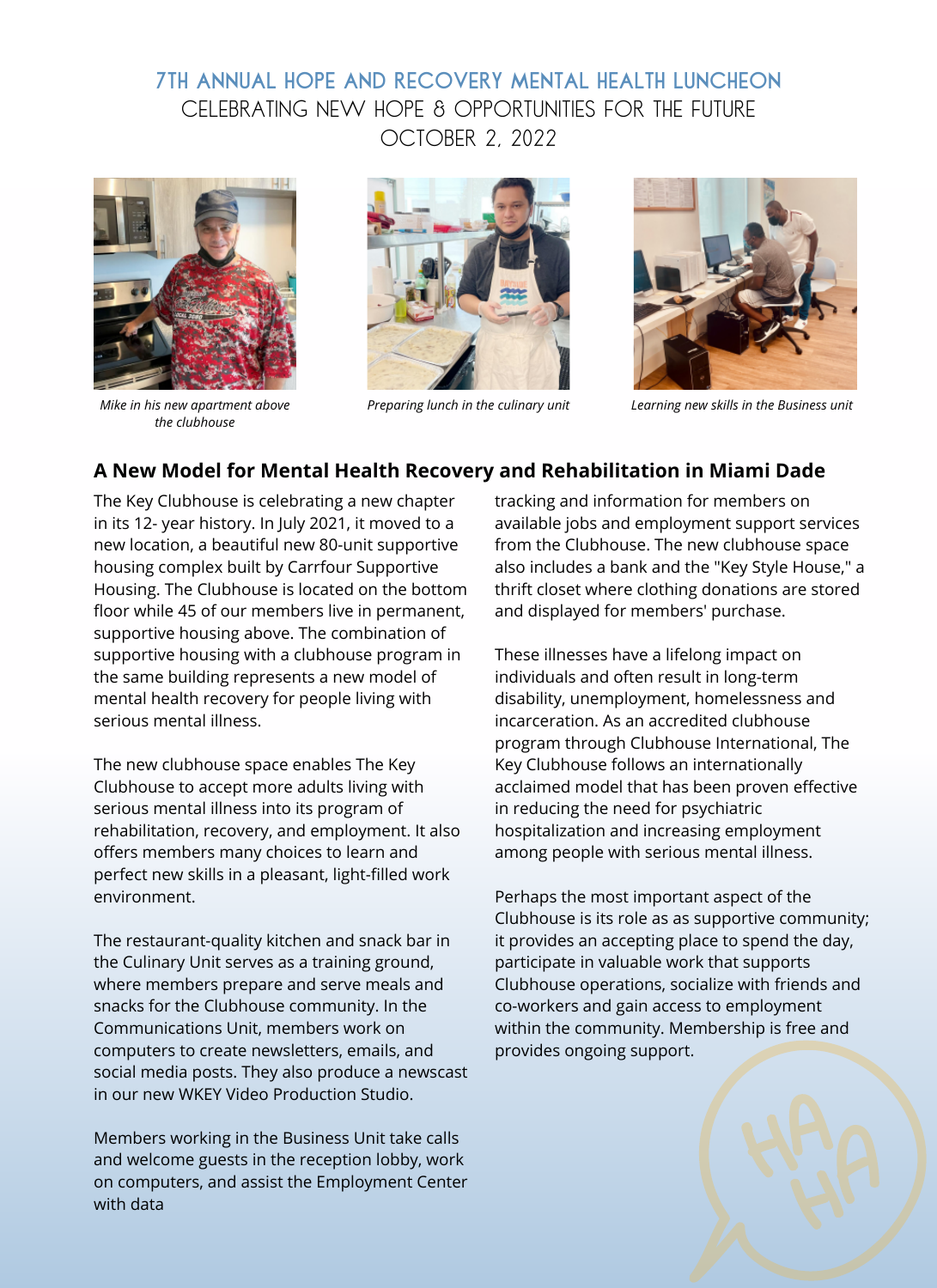# 7TH ANNUAL HOPE AND RECOVERY MENTAL HEALTH LUNCHEON

CELEBRATING NEW HOPE & OPPORTUNITIES FOR THE FUTURE

OCTOBER 2, 2022

*Mike in his new apartment above the clubhouse*

*Preparing lunch in the culinary unit*

*Learning new skills in the Business unit*

## A New Model for Mental Health Recovery and Rehabilitation in Miami Dade

The Key Clubhouse is celebrating a new chapter in its 12- year history. In July 2021, it moved to a new location, a beautiful new 80-unit supportive housing complex built by Carrfour Supportive Housing. The Clubhouse is located on the bottom floor while 45 of our members live in permanent, supportive housing above. The combination of supportive housing with a clubhouse program in the same building represents a new model of mental health recovery for people living with serious mental illness.

The new clubhouse space enables The Key Clubhouse to accept more adults living with serious mental illness into its program of rehabilitation, recovery, and employment. It also offers members many choices to learn and perfect new skills in a pleasant, light-filled work environment.

The restaurant-quality kitchen and snack bar in the Culinary Unit serves as a training ground, where members prepare and serve meals and snacks for the Clubhouse community. In the Communications Unit, members work on computers to create newsletters, emails, and social media posts. They also produce a newscast in our new WKEY Video Production Studio.

Members working in the Business Unit take calls and welcome guests in the reception lobby, work on computers, and assist the Employment Center with data tracking and information for members on available jobs and employment support services from the Clubhouse. The new clubhouse space also includes a bank and the "Key Style House," a thrift closet where clothing donations are stored and displayed for members' purchase.

These illnesses have a lifelong impact on individuals and often result in long-term disability, unemployment, homelessness and incarceration. As an accredited clubhouse program through Clubhouse International, The Key Clubhouse follows an internationally acclaimed model that has been proven effective in reducing the need for psychiatric hospitalization and increasing employment among people with serious mental illness.

Perhaps the most important aspect of the Clubhouse is its role as as supportive community; it provides an accepting place to spend the day, participate in valuable work that supports Clubhouse operations, socialize with friends and co-workers and gain access to employment within the community. Membership is free and provides ongoing support.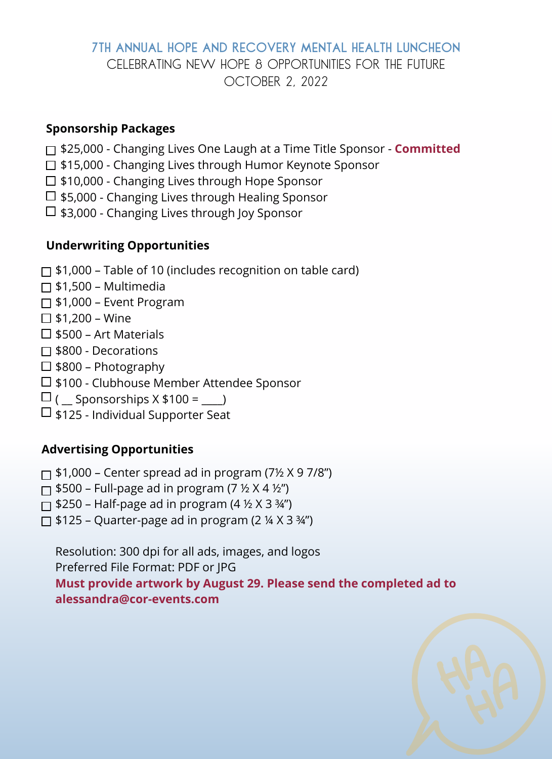## 7TH ANNUAL HOPE AND RECOVERY MENTAL HEALTH LUNCHEON

CELEBRATING NEW HOPE & OPPORTUNITIES FOR THE FUTURE

OCTOBER 2, 2022

### Sponsorship Packages

- ☐ $25,000 - Changing Lives One Laugh at a Time Title Sponsor - **Committed**
- ☐ $15,000 - Changing Lives through Humor Keynote Sponsor
- ☐ $10,000 - Changing Lives through Hope Sponsor
- ☐ $5,000 - Changing Lives through Healing Sponsor
- ☐ $3,000 - Changing Lives through Joy Sponsor

### Underwriting Opportunities

- ☐ $1,000 – Table of 10 (includes recognition on table card)
- ☐ $1,500 – Multimedia
- ☐ $1,000 – Event Program
- ☐ $1,200 – Wine
- ☐ $500 – Art Materials
- ☐ $800 - Decorations
- ☐ $800 – Photography
- ☐ $100 - Clubhouse Member Attendee Sponsor
- ☐ ( __ Sponsorships X $100 = ____)
- ☐ $125 - Individual Supporter Seat

### Advertising Opportunities

- ☐ $1,000 – Center spread ad in program (7½ X 9 7/8")
- ☐ $500 – Full-page ad in program (7 ½ X 4 ½")
- ☐ $250 – Half-page ad in program (4 ½ X 3 ¾")
- ☐ $125 – Quarter-page ad in program (2 ¼ X 3 ¾")

Resolution: 300 dpi for all ads, images, and logos
Preferred File Format: PDF or JPG
**Must provide artwork by August 29. Please send the completed ad to alessandra@cor-events.com**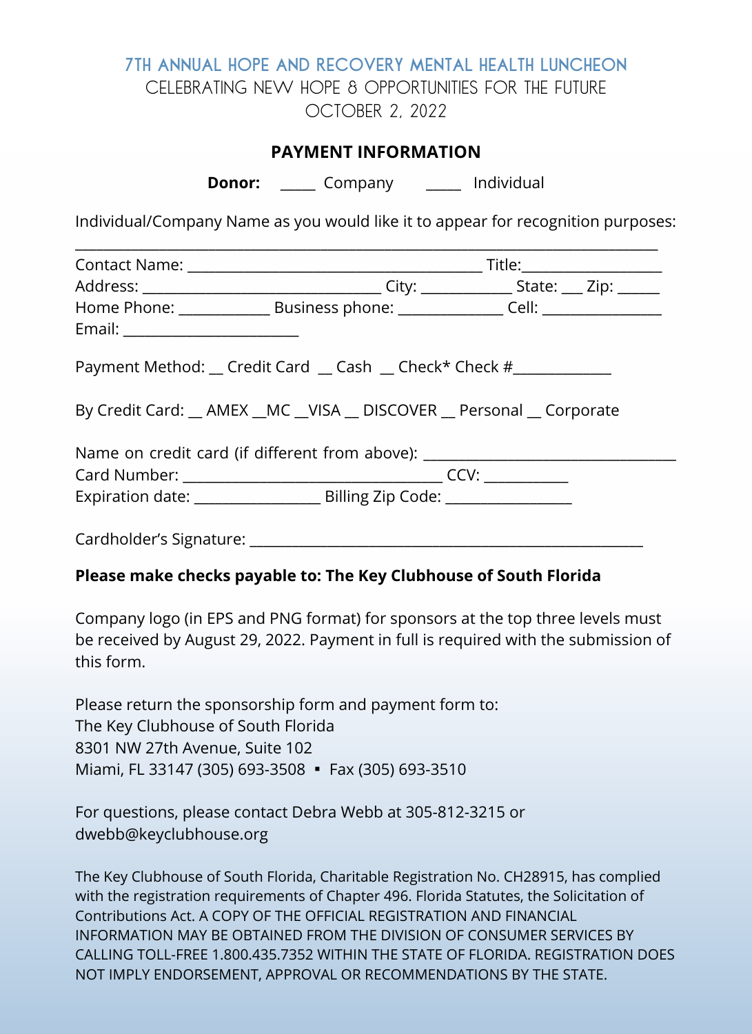# 7TH ANNUAL HOPE AND RECOVERY MENTAL HEALTH LUNCHEON

CELEBRATING NEW HOPE & OPPORTUNITIES FOR THE FUTURE

OCTOBER 2, 2022

## PAYMENT INFORMATION

**Donor:** _____ Company _____ Individual

Individual/Company Name as you would like it to appear for recognition purposes:

______________________________________________________________________________

Contact Name: ______________________________________ Title:_________________

Address: _______________________________ City: ___________ State: ___ Zip: _____

Home Phone: ___________ Business phone: _____________ Cell: _______________

Email: ______________________

Payment Method: __ Credit Card __ Cash __ Check* Check #____________

By Credit Card: __ AMEX __MC __VISA __ DISCOVER __ Personal __ Corporate

Name on credit card (if different from above): ______________________________

Card Number: _________________________________ CCV: ___________

Expiration date: ________________ Billing Zip Code: ________________

Cardholder's Signature: ___________________________________________________

**Please make checks payable to: The Key Clubhouse of South Florida**

Company logo (in EPS and PNG format) for sponsors at the top three levels must be received by August 29, 2022. Payment in full is required with the submission of this form.

Please return the sponsorship form and payment form to:
The Key Clubhouse of South Florida
8301 NW 27th Avenue, Suite 102
Miami, FL 33147 (305) 693-3508 ▪ Fax (305) 693-3510

For questions, please contact Debra Webb at 305-812-3215 or dwebb@keyclubhouse.org

The Key Clubhouse of South Florida, Charitable Registration No. CH28915, has complied with the registration requirements of Chapter 496. Florida Statutes, the Solicitation of Contributions Act. A COPY OF THE OFFICIAL REGISTRATION AND FINANCIAL INFORMATION MAY BE OBTAINED FROM THE DIVISION OF CONSUMER SERVICES BY CALLING TOLL-FREE 1.800.435.7352 WITHIN THE STATE OF FLORIDA. REGISTRATION DOES NOT IMPLY ENDORSEMENT, APPROVAL OR RECOMMENDATIONS BY THE STATE.